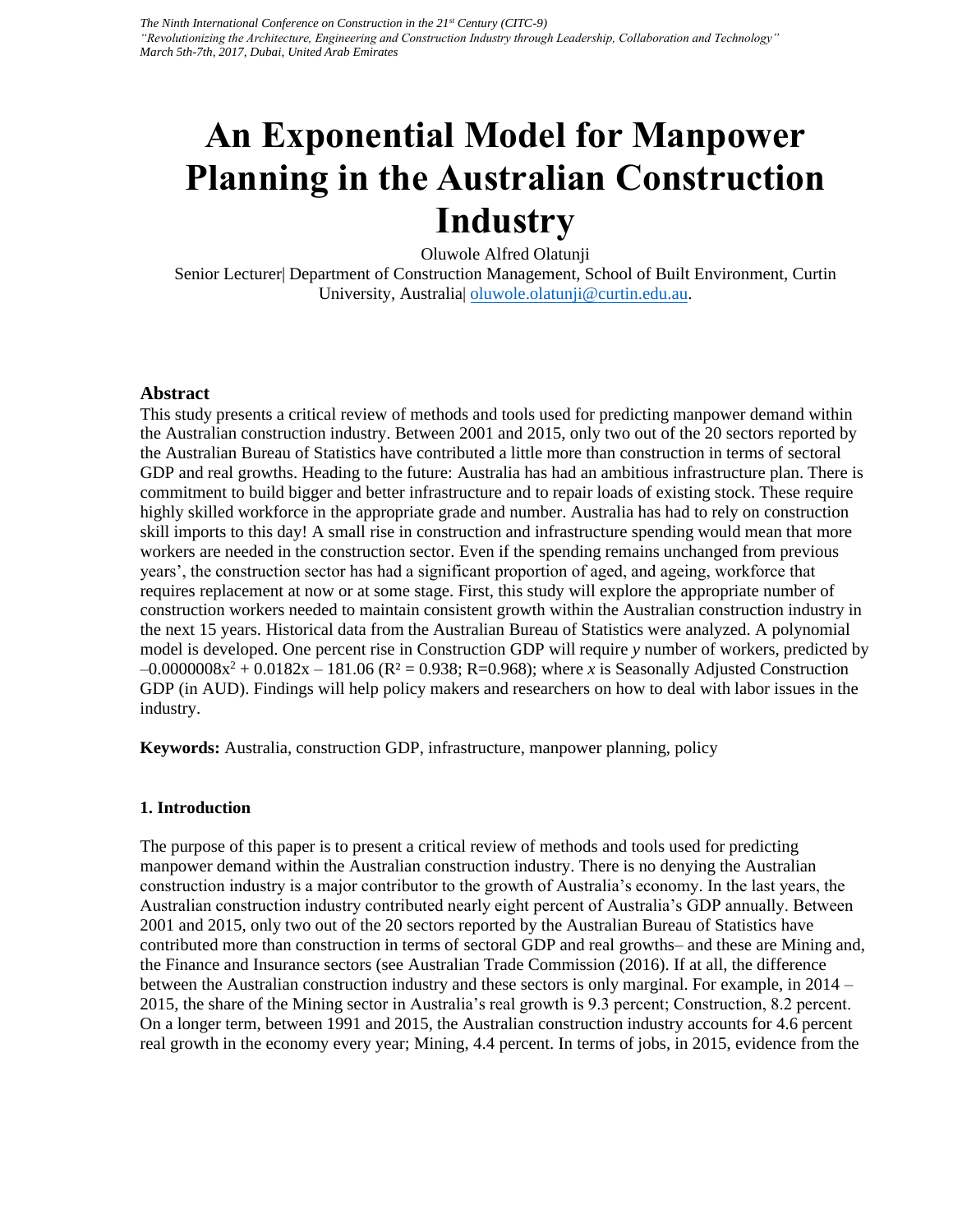# An Exponential Model for Manpower Planning in the Australian Construction Industry

Oluwole Alfred Olatunji

Senior Lecturer| Department of Construction Management, School of Built Environment, Curtin University, Australia| oluwole.olatunji@curtin.edu.au.

## Abstract

This study presents a critical review of methods and tools used for predicting manpower demand within the Australian construction industry. Between 2001 and 2015, only two out of the 20 sectors reported by the Australian Bureau of Statistics have contributed a little more than construction in terms of sectoral GDP and real growths. Heading to the future: Australia has had an ambitious infrastructure plan. There is commitment to build bigger and better infrastructure and to repair loads of existing stock. These require highly skilled workforce in the appropriate grade and number. Australia has had to rely on construction skill imports to this day! A small rise in construction and infrastructure spending would mean that more workers are needed in the construction sector. Even if the spending remains unchanged from previous years', the construction sector has had a significant proportion of aged, and ageing, workforce that requires replacement at now or at some stage. First, this study will explore the appropriate number of construction workers needed to maintain consistent growth within the Australian construction industry in the next 15 years. Historical data from the Australian Bureau of Statistics were analyzed. A polynomial model is developed. One percent rise in Construction GDP will require $y$ number of workers, predicted by $-0.0000008x^2 + 0.0182x - 181.06$ ($R^2 = 0.938$; $R=0.968$); where $x$ is Seasonally Adjusted Construction GDP (in AUD). Findings will help policy makers and researchers on how to deal with labor issues in the industry.

**Keywords:** Australia, construction GDP, infrastructure, manpower planning, policy

### 1. Introduction

The purpose of this paper is to present a critical review of methods and tools used for predicting manpower demand within the Australian construction industry. There is no denying the Australian construction industry is a major contributor to the growth of Australia's economy. In the last years, the Australian construction industry contributed nearly eight percent of Australia's GDP annually. Between 2001 and 2015, only two out of the 20 sectors reported by the Australian Bureau of Statistics have contributed more than construction in terms of sectoral GDP and real growths– and these are Mining and, the Finance and Insurance sectors (see Australian Trade Commission (2016). If at all, the difference between the Australian construction industry and these sectors is only marginal. For example, in 2014 – 2015, the share of the Mining sector in Australia's real growth is 9.3 percent; Construction, 8.2 percent. On a longer term, between 1991 and 2015, the Australian construction industry accounts for 4.6 percent real growth in the economy every year; Mining, 4.4 percent. In terms of jobs, in 2015, evidence from the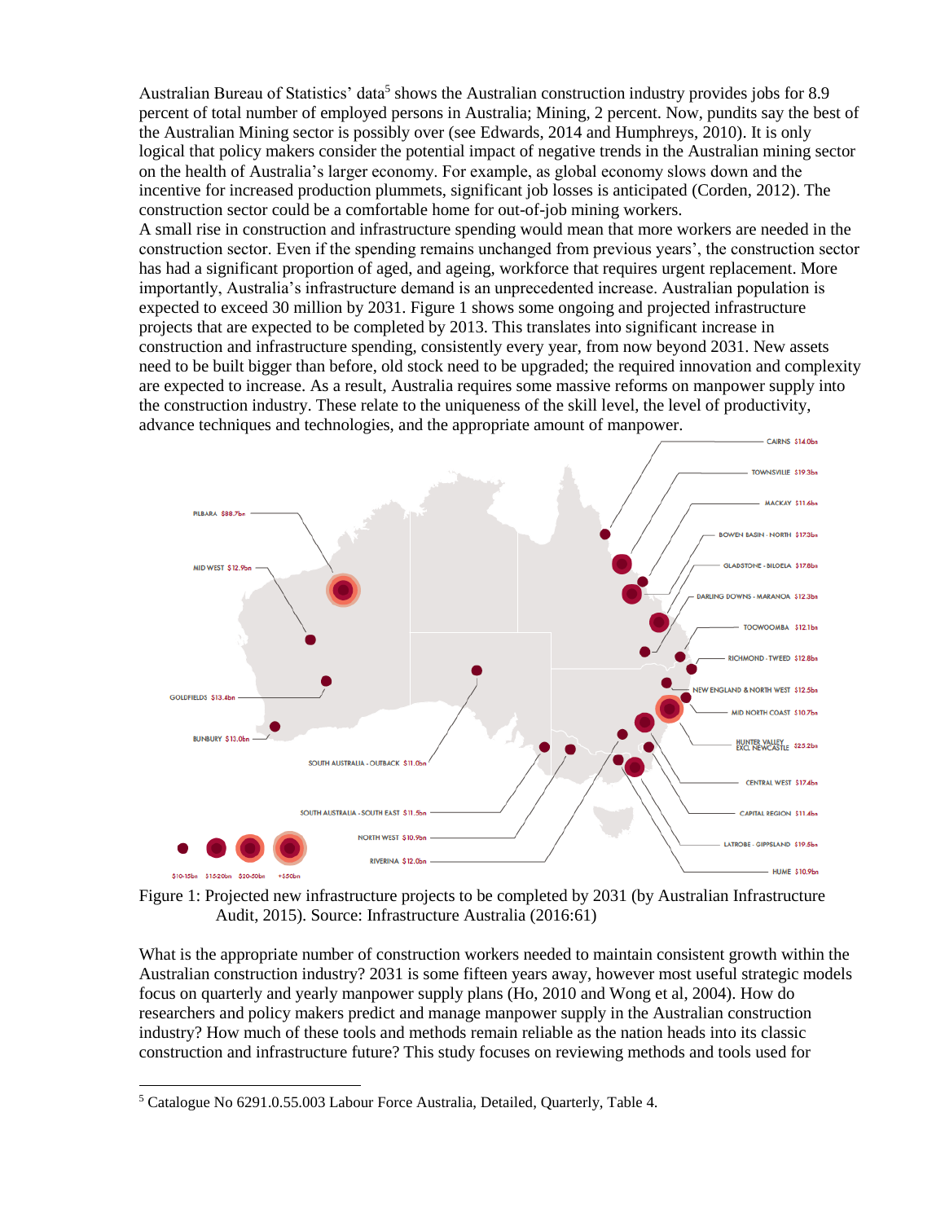Australian Bureau of Statistics' data[5] shows the Australian construction industry provides jobs for 8.9 percent of total number of employed persons in Australia; Mining, 2 percent. Now, pundits say the best of the Australian Mining sector is possibly over (see Edwards, 2014 and Humphreys, 2010). It is only logical that policy makers consider the potential impact of negative trends in the Australian mining sector on the health of Australia's larger economy. For example, as global economy slows down and the incentive for increased production plummets, significant job losses is anticipated (Corden, 2012). The construction sector could be a comfortable home for out-of-job mining workers.

A small rise in construction and infrastructure spending would mean that more workers are needed in the construction sector. Even if the spending remains unchanged from previous years', the construction sector has had a significant proportion of aged, and ageing, workforce that requires urgent replacement. More importantly, Australia's infrastructure demand is an unprecedented increase. Australian population is expected to exceed 30 million by 2031. Figure 1 shows some ongoing and projected infrastructure projects that are expected to be completed by 2013. This translates into significant increase in construction and infrastructure spending, consistently every year, from now beyond 2031. New assets need to be built bigger than before, old stock need to be upgraded; the required innovation and complexity are expected to increase. As a result, Australia requires some massive reforms on manpower supply into the construction industry. These relate to the uniqueness of the skill level, the level of productivity, advance techniques and technologies, and the appropriate amount of manpower.

CAIRNS $14.0bn
TOWNSVILLE $19.3bn
MACKAY $11.6bn
BOWEN BASIN - NORTH $17.3bn
GLADSTONE - BILOELA $17.6bn
DARLING DOWNS - MARANOA $12.3bn
TOOWOOMBA $12.1bn
RICHMOND - TWEED $12.8bn
NEW ENGLAND & NORTH WEST $12.5bn
MID NORTH COAST $10.7bn
HUNTER VALLEY EXCL NEWCASTLE $25.2bn
CENTRAL WEST $17.4bn
CAPITAL REGION $11.4bn
LATROBE - GIPPSLAND $19.5bn
HUME $10.9bn
PILBARA $88.7bn
MID WEST $12.9bn
GOLDFIELDS $13.4bn
BUNBURY $13.0bn
SOUTH AUSTRALIA - OUTBACK $11.0bn
SOUTH AUSTRALIA - SOUTH EAST $11.5bn
NORTH WEST $10.9bn
RIVERINA $12.0bn
$10-15bn $15-20bn $20-50bn +$50bn

Figure 1: Projected new infrastructure projects to be completed by 2031 (by Australian Infrastructure Audit, 2015). Source: Infrastructure Australia (2016:61)

What is the appropriate number of construction workers needed to maintain consistent growth within the Australian construction industry? 2031 is some fifteen years away, however most useful strategic models focus on quarterly and yearly manpower supply plans (Ho, 2010 and Wong et al, 2004). How do researchers and policy makers predict and manage manpower supply in the Australian construction industry? How much of these tools and methods remain reliable as the nation heads into its classic construction and infrastructure future? This study focuses on reviewing methods and tools used for

[5] Catalogue No 6291.0.55.003 Labour Force Australia, Detailed, Quarterly, Table 4.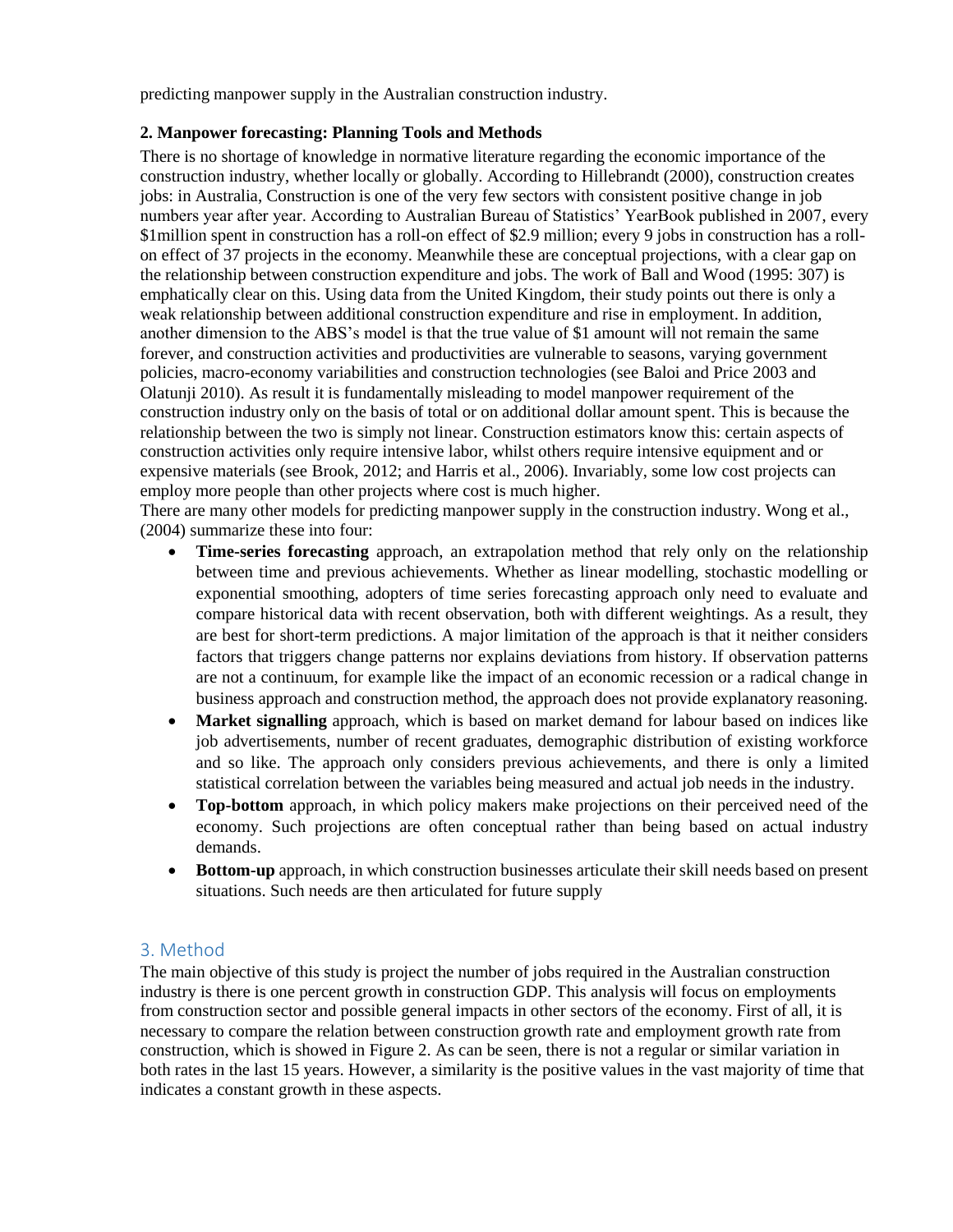predicting manpower supply in the Australian construction industry.

### 2. Manpower forecasting: Planning Tools and Methods

There is no shortage of knowledge in normative literature regarding the economic importance of the construction industry, whether locally or globally. According to Hillebrandt (2000), construction creates jobs: in Australia, Construction is one of the very few sectors with consistent positive change in job numbers year after year. According to Australian Bureau of Statistics' YearBook published in 2007, every $1million spent in construction has a roll-on effect of $2.9 million; every 9 jobs in construction has a roll-on effect of 37 projects in the economy. Meanwhile these are conceptual projections, with a clear gap on the relationship between construction expenditure and jobs. The work of Ball and Wood (1995: 307) is emphatically clear on this. Using data from the United Kingdom, their study points out there is only a weak relationship between additional construction expenditure and rise in employment. In addition, another dimension to the ABS's model is that the true value of $1 amount will not remain the same forever, and construction activities and productivities are vulnerable to seasons, varying government policies, macro-economy variabilities and construction technologies (see Baloi and Price 2003 and Olatunji 2010). As result it is fundamentally misleading to model manpower requirement of the construction industry only on the basis of total or on additional dollar amount spent. This is because the relationship between the two is simply not linear. Construction estimators know this: certain aspects of construction activities only require intensive labor, whilst others require intensive equipment and or expensive materials (see Brook, 2012; and Harris et al., 2006). Invariably, some low cost projects can employ more people than other projects where cost is much higher.

There are many other models for predicting manpower supply in the construction industry. Wong et al., (2004) summarize these into four:

- **Time-series forecasting** approach, an extrapolation method that rely only on the relationship between time and previous achievements. Whether as linear modelling, stochastic modelling or exponential smoothing, adopters of time series forecasting approach only need to evaluate and compare historical data with recent observation, both with different weightings. As a result, they are best for short-term predictions. A major limitation of the approach is that it neither considers factors that triggers change patterns nor explains deviations from history. If observation patterns are not a continuum, for example like the impact of an economic recession or a radical change in business approach and construction method, the approach does not provide explanatory reasoning.
- **Market signalling** approach, which is based on market demand for labour based on indices like job advertisements, number of recent graduates, demographic distribution of existing workforce and so like. The approach only considers previous achievements, and there is only a limited statistical correlation between the variables being measured and actual job needs in the industry.
- **Top-bottom** approach, in which policy makers make projections on their perceived need of the economy. Such projections are often conceptual rather than being based on actual industry demands.
- **Bottom-up** approach, in which construction businesses articulate their skill needs based on present situations. Such needs are then articulated for future supply

## 3. Method

The main objective of this study is project the number of jobs required in the Australian construction industry is there is one percent growth in construction GDP. This analysis will focus on employments from construction sector and possible general impacts in other sectors of the economy. First of all, it is necessary to compare the relation between construction growth rate and employment growth rate from construction, which is showed in Figure 2. As can be seen, there is not a regular or similar variation in both rates in the last 15 years. However, a similarity is the positive values in the vast majority of time that indicates a constant growth in these aspects.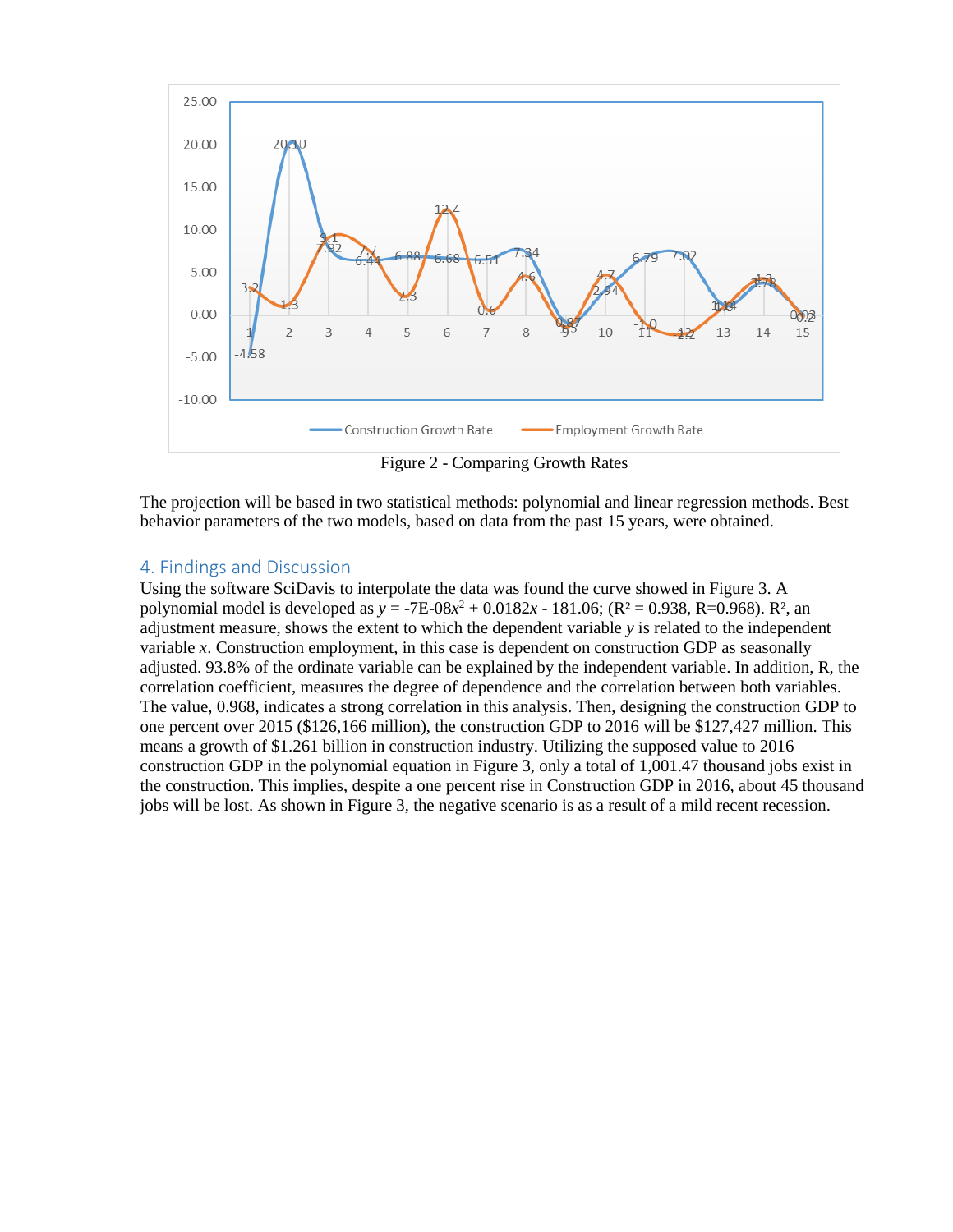25.00
20.00
15.00
10.00
5.00
0.00
-5.00
-10.00

20.10
3.2
1.3
9.1
7.92
7.7
6.44
6.88
2.3
12.4
6.68
6.51
0.6
7.34
4.6
-0.87
-1.5
4.7
2.94
6.79
7.02
-1.0
-2.2
1.1
1.04
4.3
3.78
0.03
0.2
-4.58

1 2 3 4 5 6 7 8 9 10 11 12 13 14 15

Construction Growth Rate
Employment Growth Rate

Figure 2 - Comparing Growth Rates

The projection will be based in two statistical methods: polynomial and linear regression methods. Best behavior parameters of the two models, based on data from the past 15 years, were obtained.

## 4. Findings and Discussion

Using the software SciDavis to interpolate the data was found the curve showed in Figure 3. A polynomial model is developed as $y = -7E\text{-}08x^2 + 0.0182x - 181.06$; ($R^2 = 0.938$, $R=0.968$). $R^2$, an adjustment measure, shows the extent to which the dependent variable $y$ is related to the independent variable $x$. Construction employment, in this case is dependent on construction GDP as seasonally adjusted. 93.8% of the ordinate variable can be explained by the independent variable. In addition, R, the correlation coefficient, measures the degree of dependence and the correlation between both variables. The value, 0.968, indicates a strong correlation in this analysis. Then, designing the construction GDP to one percent over 2015 ($126,166 million), the construction GDP to 2016 will be $127,427 million. This means a growth of $1.261 billion in construction industry. Utilizing the supposed value to 2016 construction GDP in the polynomial equation in Figure 3, only a total of 1,001.47 thousand jobs exist in the construction. This implies, despite a one percent rise in Construction GDP in 2016, about 45 thousand jobs will be lost. As shown in Figure 3, the negative scenario is as a result of a mild recent recession.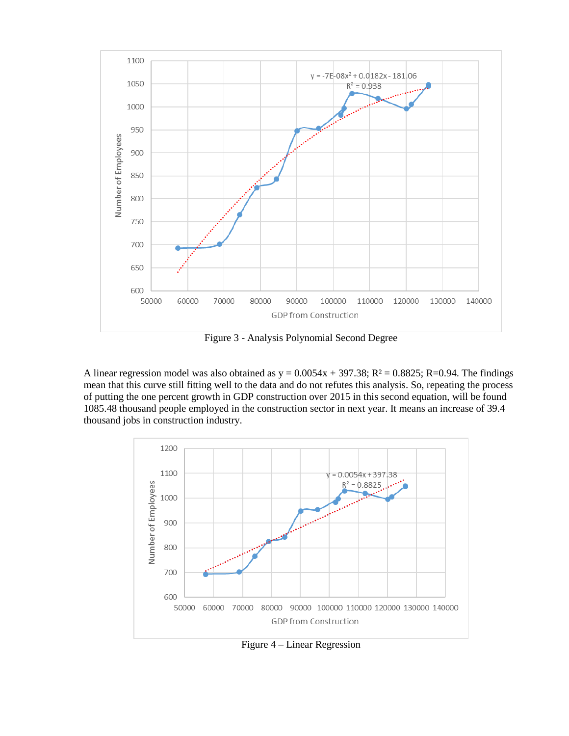y = -7E-08x² + 0.0182x - 181.06

R² = 0.938

1100
1050
1000
950
900
850
800
750
700
650
600

Number of Employees

50000 60000 70000 80000 90000 100000 110000 120000 130000 140000

GDP from Construction

Figure 3 - Analysis Polynomial Second Degree

A linear regression model was also obtained as $y = 0.0054x + 397.38$; $R^2 = 0.8825$; R=0.94. The findings mean that this curve still fitting well to the data and do not refutes this analysis. So, repeating the process of putting the one percent growth in GDP construction over 2015 in this second equation, will be found 1085.48 thousand people employed in the construction sector in next year. It means an increase of 39.4 thousand jobs in construction industry.

y = 0.0054x + 397.38

R² = 0.8825

1200
1100
1000
900
800
700
600

Number of Employees

50000 60000 70000 80000 90000 100000 110000 120000 130000 140000

GDP from Construction

Figure 4 – Linear Regression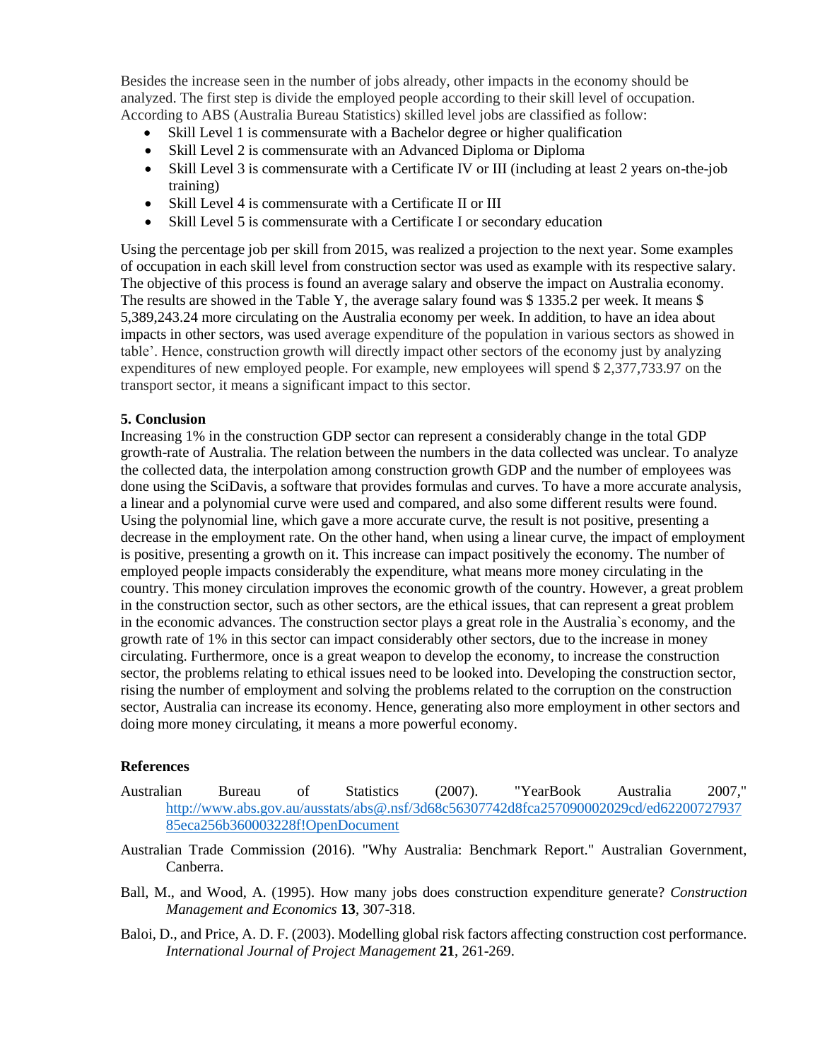Besides the increase seen in the number of jobs already, other impacts in the economy should be analyzed. The first step is divide the employed people according to their skill level of occupation. According to ABS (Australia Bureau Statistics) skilled level jobs are classified as follow:

- Skill Level 1 is commensurate with a Bachelor degree or higher qualification
- Skill Level 2 is commensurate with an Advanced Diploma or Diploma
- Skill Level 3 is commensurate with a Certificate IV or III (including at least 2 years on-the-job training)
- Skill Level 4 is commensurate with a Certificate II or III
- Skill Level 5 is commensurate with a Certificate I or secondary education

Using the percentage job per skill from 2015, was realized a projection to the next year. Some examples of occupation in each skill level from construction sector was used as example with its respective salary. The objective of this process is found an average salary and observe the impact on Australia economy. The results are showed in the Table Y, the average salary found was $ 1335.2 per week. It means $ 5,389,243.24 more circulating on the Australia economy per week. In addition, to have an idea about impacts in other sectors, was used average expenditure of the population in various sectors as showed in table'. Hence, construction growth will directly impact other sectors of the economy just by analyzing expenditures of new employed people. For example, new employees will spend $ 2,377,733.97 on the transport sector, it means a significant impact to this sector.

**5. Conclusion**

Increasing 1% in the construction GDP sector can represent a considerably change in the total GDP growth-rate of Australia. The relation between the numbers in the data collected was unclear. To analyze the collected data, the interpolation among construction growth GDP and the number of employees was done using the SciDavis, a software that provides formulas and curves. To have a more accurate analysis, a linear and a polynomial curve were used and compared, and also some different results were found. Using the polynomial line, which gave a more accurate curve, the result is not positive, presenting a decrease in the employment rate. On the other hand, when using a linear curve, the impact of employment is positive, presenting a growth on it. This increase can impact positively the economy. The number of employed people impacts considerably the expenditure, what means more money circulating in the country. This money circulation improves the economic growth of the country. However, a great problem in the construction sector, such as other sectors, are the ethical issues, that can represent a great problem in the economic advances. The construction sector plays a great role in the Australia`s economy, and the growth rate of 1% in this sector can impact considerably other sectors, due to the increase in money circulating. Furthermore, once is a great weapon to develop the economy, to increase the construction sector, the problems relating to ethical issues need to be looked into. Developing the construction sector, rising the number of employment and solving the problems related to the corruption on the construction sector, Australia can increase its economy. Hence, generating also more employment in other sectors and doing more money circulating, it means a more powerful economy.

**References**

Australian Bureau of Statistics (2007). "YearBook Australia 2007," http://www.abs.gov.au/ausstats/abs@.nsf/3d68c56307742d8fca257090002029cd/ed6220072793785eca256b360003228f!OpenDocument

Australian Trade Commission (2016). "Why Australia: Benchmark Report." Australian Government, Canberra.

Ball, M., and Wood, A. (1995). How many jobs does construction expenditure generate? *Construction Management and Economics* **13**, 307-318.

Baloi, D., and Price, A. D. F. (2003). Modelling global risk factors affecting construction cost performance. *International Journal of Project Management* **21**, 261-269.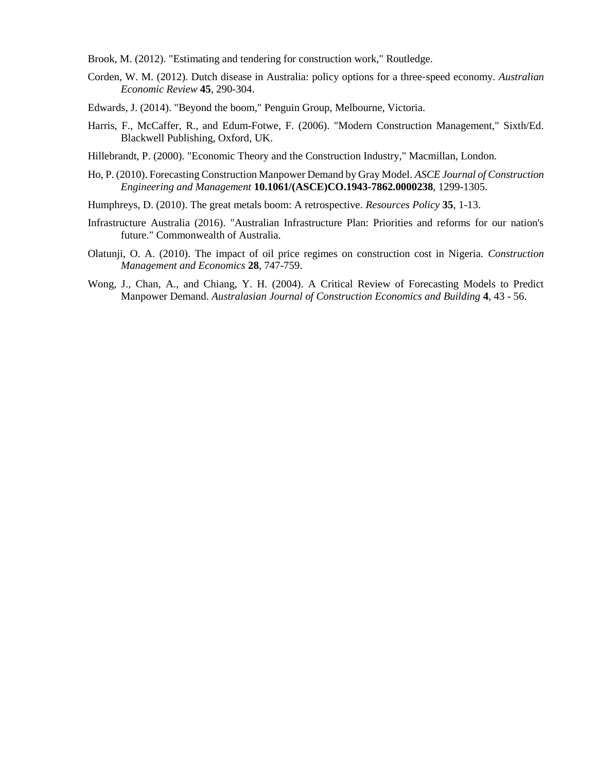Brook, M. (2012). "Estimating and tendering for construction work," Routledge.

Corden, W. M. (2012). Dutch disease in Australia: policy options for a three-speed economy. *Australian Economic Review* **45**, 290-304.

Edwards, J. (2014). "Beyond the boom," Penguin Group, Melbourne, Victoria.

Harris, F., McCaffer, R., and Edum-Fotwe, F. (2006). "Modern Construction Management," Sixth/Ed. Blackwell Publishing, Oxford, UK.

Hillebrandt, P. (2000). "Economic Theory and the Construction Industry," Macmillan, London.

Ho, P. (2010). Forecasting Construction Manpower Demand by Gray Model. *ASCE Journal of Construction Engineering and Management* **10.1061/(ASCE)CO.1943-7862.0000238**, 1299-1305.

Humphreys, D. (2010). The great metals boom: A retrospective. *Resources Policy* **35**, 1-13.

Infrastructure Australia (2016). "Australian Infrastructure Plan: Priorities and reforms for our nation's future." Commonwealth of Australia.

Olatunji, O. A. (2010). The impact of oil price regimes on construction cost in Nigeria. *Construction Management and Economics* **28**, 747-759.

Wong, J., Chan, A., and Chiang, Y. H. (2004). A Critical Review of Forecasting Models to Predict Manpower Demand. *Australasian Journal of Construction Economics and Building* **4**, 43 - 56.